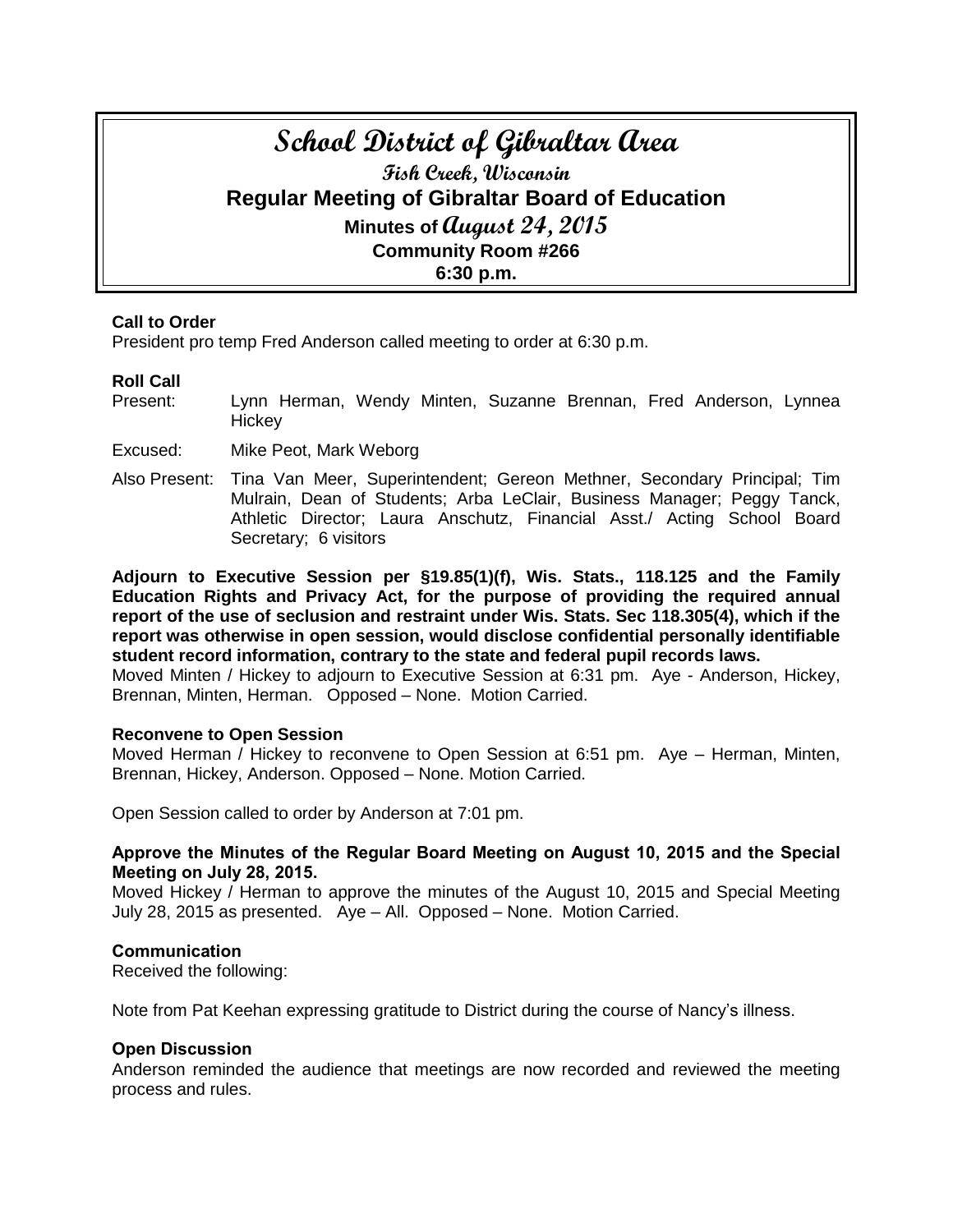# School District of Gibraltar Area

## Fish Creek, Wisconsin

## Regular Meeting of Gibraltar Board of Education

### Minutes of August 24, 2015

### Community Room #266

### 6:30 p.m.

**Call to Order**
President pro temp Fred Anderson called meeting to order at 6:30 p.m.

**Roll Call**

Present: Lynn Herman, Wendy Minten, Suzanne Brennan, Fred Anderson, Lynnea Hickey

Excused: Mike Peot, Mark Weborg

Also Present: Tina Van Meer, Superintendent; Gereon Methner, Secondary Principal; Tim Mulrain, Dean of Students; Arba LeClair, Business Manager; Peggy Tanck, Athletic Director; Laura Anschutz, Financial Asst./ Acting School Board Secretary; 6 visitors

**Adjourn to Executive Session per §19.85(1)(f), Wis. Stats., 118.125 and the Family Education Rights and Privacy Act, for the purpose of providing the required annual report of the use of seclusion and restraint under Wis. Stats. Sec 118.305(4), which if the report was otherwise in open session, would disclose confidential personally identifiable student record information, contrary to the state and federal pupil records laws.**
Moved Minten / Hickey to adjourn to Executive Session at 6:31 pm. Aye - Anderson, Hickey, Brennan, Minten, Herman. Opposed – None. Motion Carried.

**Reconvene to Open Session**
Moved Herman / Hickey to reconvene to Open Session at 6:51 pm. Aye – Herman, Minten, Brennan, Hickey, Anderson. Opposed – None. Motion Carried.

Open Session called to order by Anderson at 7:01 pm.

**Approve the Minutes of the Regular Board Meeting on August 10, 2015 and the Special Meeting on July 28, 2015.**
Moved Hickey / Herman to approve the minutes of the August 10, 2015 and Special Meeting July 28, 2015 as presented. Aye – All. Opposed – None. Motion Carried.

**Communication**
Received the following:

Note from Pat Keehan expressing gratitude to District during the course of Nancy's illness.

**Open Discussion**
Anderson reminded the audience that meetings are now recorded and reviewed the meeting process and rules.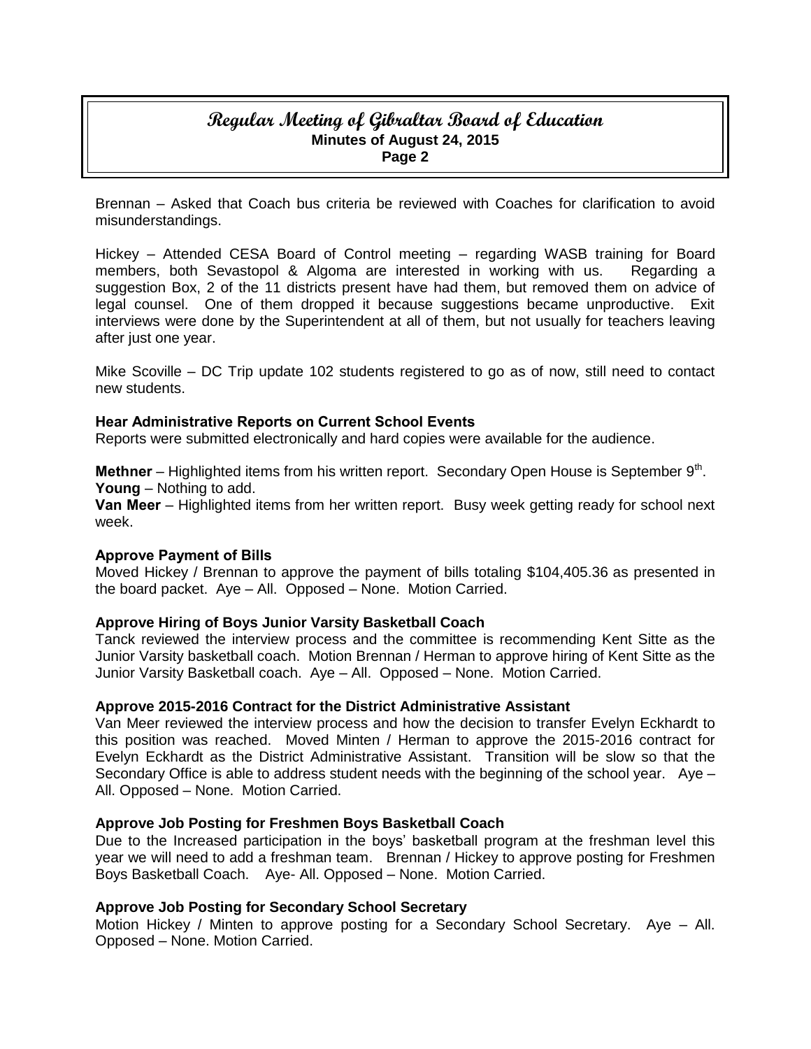Brennan – Asked that Coach bus criteria be reviewed with Coaches for clarification to avoid misunderstandings.

Hickey – Attended CESA Board of Control meeting – regarding WASB training for Board members, both Sevastopol & Algoma are interested in working with us. Regarding a suggestion Box, 2 of the 11 districts present have had them, but removed them on advice of legal counsel. One of them dropped it because suggestions became unproductive. Exit interviews were done by the Superintendent at all of them, but not usually for teachers leaving after just one year.

Mike Scoville – DC Trip update 102 students registered to go as of now, still need to contact new students.

**Hear Administrative Reports on Current School Events**
Reports were submitted electronically and hard copies were available for the audience.

**Methner** – Highlighted items from his written report. Secondary Open House is September 9th.
**Young** – Nothing to add.
**Van Meer** – Highlighted items from her written report. Busy week getting ready for school next week.

**Approve Payment of Bills**
Moved Hickey / Brennan to approve the payment of bills totaling $104,405.36 as presented in the board packet. Aye – All. Opposed – None. Motion Carried.

**Approve Hiring of Boys Junior Varsity Basketball Coach**
Tanck reviewed the interview process and the committee is recommending Kent Sitte as the Junior Varsity basketball coach. Motion Brennan / Herman to approve hiring of Kent Sitte as the Junior Varsity Basketball coach. Aye – All. Opposed – None. Motion Carried.

**Approve 2015-2016 Contract for the District Administrative Assistant**
Van Meer reviewed the interview process and how the decision to transfer Evelyn Eckhardt to this position was reached. Moved Minten / Herman to approve the 2015-2016 contract for Evelyn Eckhardt as the District Administrative Assistant. Transition will be slow so that the Secondary Office is able to address student needs with the beginning of the school year. Aye – All. Opposed – None. Motion Carried.

**Approve Job Posting for Freshmen Boys Basketball Coach**
Due to the Increased participation in the boys' basketball program at the freshman level this year we will need to add a freshman team. Brennan / Hickey to approve posting for Freshmen Boys Basketball Coach. Aye- All. Opposed – None. Motion Carried.

**Approve Job Posting for Secondary School Secretary**
Motion Hickey / Minten to approve posting for a Secondary School Secretary. Aye – All. Opposed – None. Motion Carried.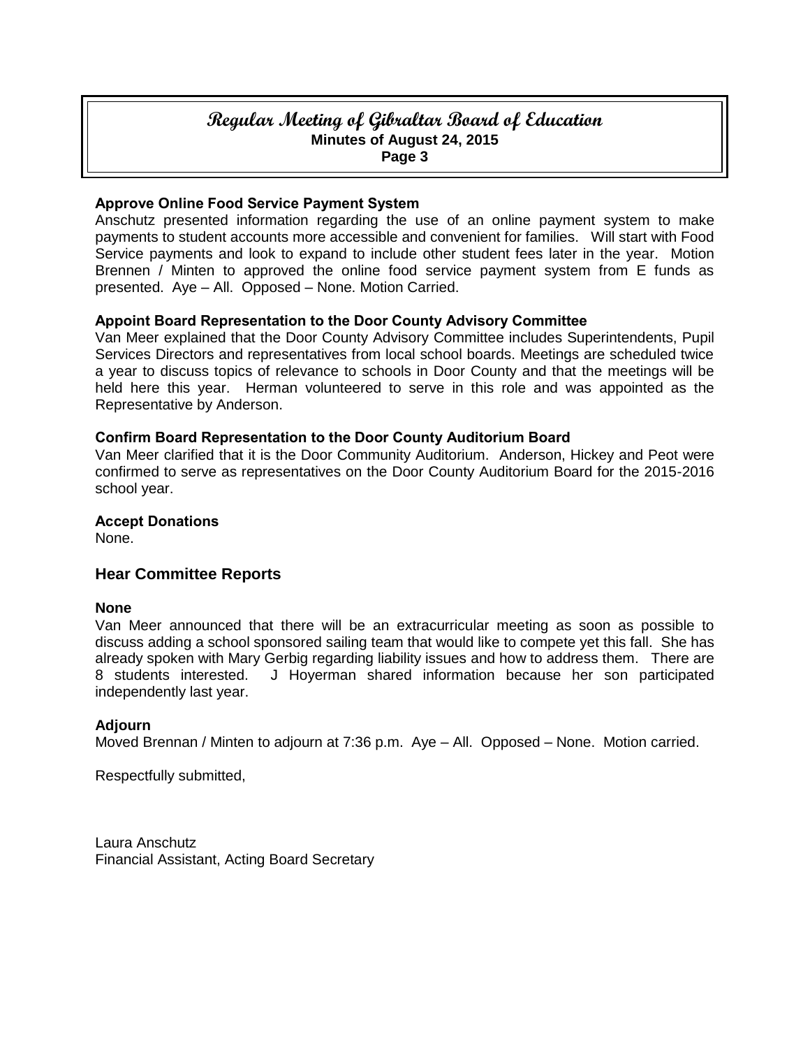# Regular Meeting of Gibraltar Board of Education

**Minutes of August 24, 2015**

### Approve Online Food Service Payment System

Anschutz presented information regarding the use of an online payment system to make payments to student accounts more accessible and convenient for families. Will start with Food Service payments and look to expand to include other student fees later in the year. Motion Brennen / Minten to approved the online food service payment system from E funds as presented. Aye – All. Opposed – None. Motion Carried.

### Appoint Board Representation to the Door County Advisory Committee

Van Meer explained that the Door County Advisory Committee includes Superintendents, Pupil Services Directors and representatives from local school boards. Meetings are scheduled twice a year to discuss topics of relevance to schools in Door County and that the meetings will be held here this year. Herman volunteered to serve in this role and was appointed as the Representative by Anderson.

### Confirm Board Representation to the Door County Auditorium Board

Van Meer clarified that it is the Door Community Auditorium. Anderson, Hickey and Peot were confirmed to serve as representatives on the Door County Auditorium Board for the 2015-2016 school year.

### Accept Donations

None.

## Hear Committee Reports

### None

Van Meer announced that there will be an extracurricular meeting as soon as possible to discuss adding a school sponsored sailing team that would like to compete yet this fall. She has already spoken with Mary Gerbig regarding liability issues and how to address them. There are 8 students interested. J Hoyerman shared information because her son participated independently last year.

### Adjourn

Moved Brennan / Minten to adjourn at 7:36 p.m. Aye – All. Opposed – None. Motion carried.

Respectfully submitted,

Laura Anschutz
Financial Assistant, Acting Board Secretary